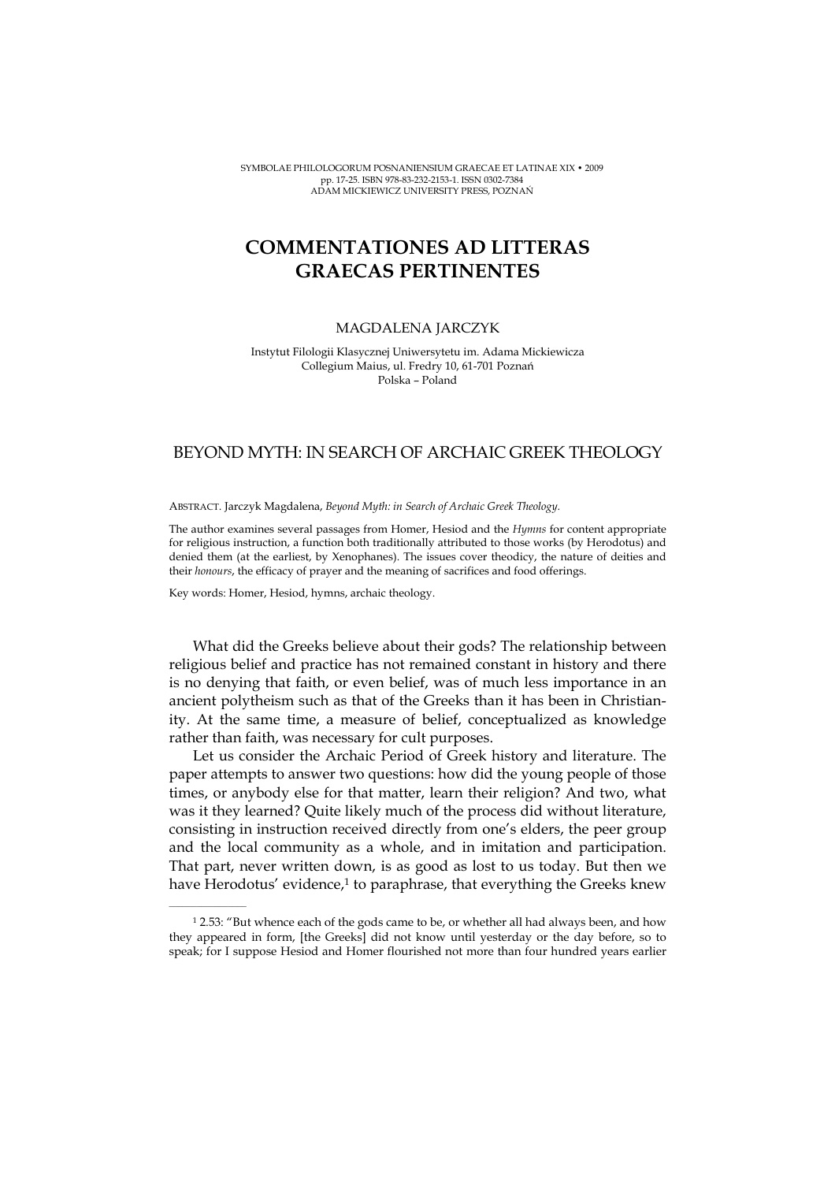# COMMENTATIONES AD LITTERAS GRAECAS PERTINENTES

MAGDALENA JARCZYK

Instytut Filologii Klasycznej Uniwersytetu im. Adama Mickiewicza
Collegium Maius, ul. Fredry 10, 61-701 Poznań
Polska – Poland

## BEYOND MYTH: IN SEARCH OF ARCHAIC GREEK THEOLOGY

ABSTRACT. Jarczyk Magdalena, *Beyond Myth: in Search of Archaic Greek Theology.*

The author examines several passages from Homer, Hesiod and the *Hymns* for content appropriate for religious instruction, a function both traditionally attributed to those works (by Herodotus) and denied them (at the earliest, by Xenophanes). The issues cover theodicy, the nature of deities and their *honours*, the efficacy of prayer and the meaning of sacrifices and food offerings.

Key words: Homer, Hesiod, hymns, archaic theology.

What did the Greeks believe about their gods? The relationship between religious belief and practice has not remained constant in history and there is no denying that faith, or even belief, was of much less importance in an ancient polytheism such as that of the Greeks than it has been in Christianity. At the same time, a measure of belief, conceptualized as knowledge rather than faith, was necessary for cult purposes.

Let us consider the Archaic Period of Greek history and literature. The paper attempts to answer two questions: how did the young people of those times, or anybody else for that matter, learn their religion? And two, what was it they learned? Quite likely much of the process did without literature, consisting in instruction received directly from one's elders, the peer group and the local community as a whole, and in imitation and participation. That part, never written down, is as good as lost to us today. But then we have Herodotus' evidence,[1] to paraphrase, that everything the Greeks knew

[1] 2.53: "But whence each of the gods came to be, or whether all had always been, and how they appeared in form, [the Greeks] did not know until yesterday or the day before, so to speak; for I suppose Hesiod and Homer flourished not more than four hundred years earlier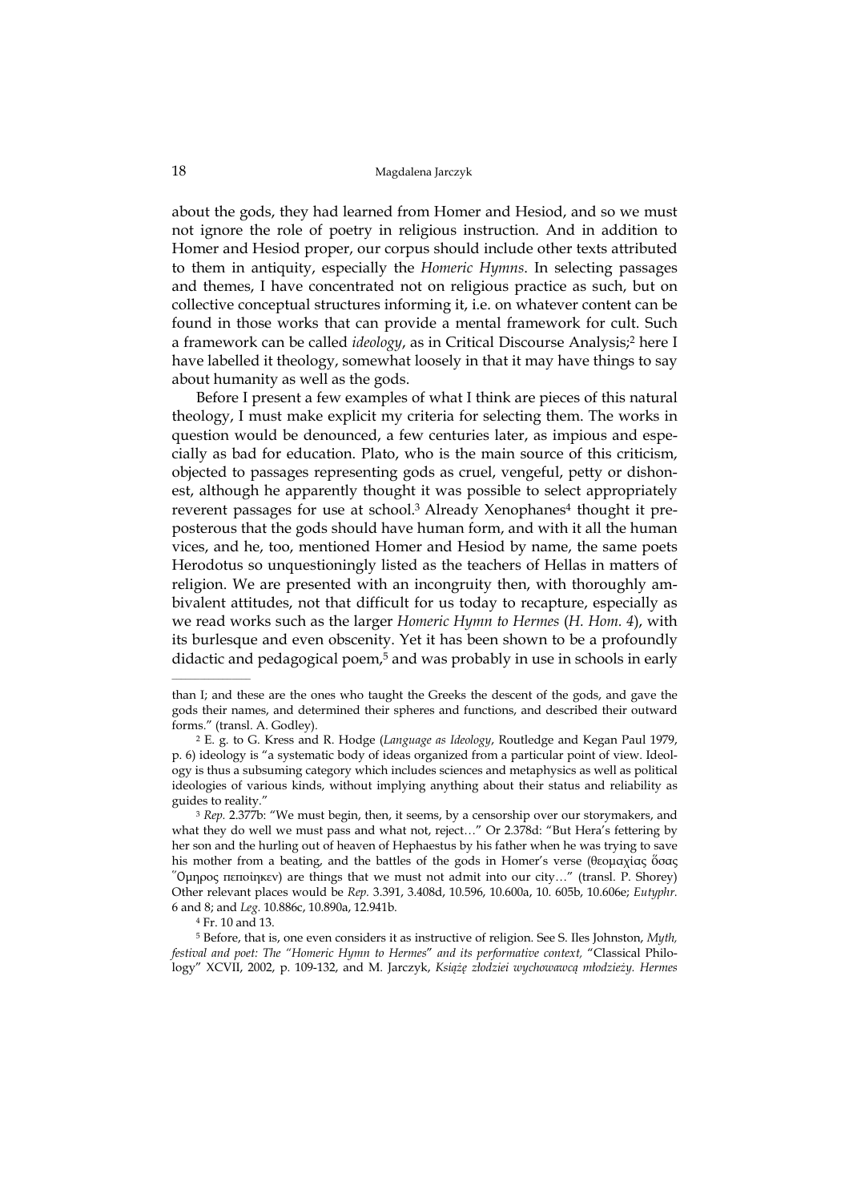about the gods, they had learned from Homer and Hesiod, and so we must not ignore the role of poetry in religious instruction. And in addition to Homer and Hesiod proper, our corpus should include other texts attributed to them in antiquity, especially the *Homeric Hymns*. In selecting passages and themes, I have concentrated not on religious practice as such, but on collective conceptual structures informing it, i.e. on whatever content can be found in those works that can provide a mental framework for cult. Such a framework can be called *ideology*, as in Critical Discourse Analysis;[2] here I have labelled it theology, somewhat loosely in that it may have things to say about humanity as well as the gods.

Before I present a few examples of what I think are pieces of this natural theology, I must make explicit my criteria for selecting them. The works in question would be denounced, a few centuries later, as impious and especially as bad for education. Plato, who is the main source of this criticism, objected to passages representing gods as cruel, vengeful, petty or dishonest, although he apparently thought it was possible to select appropriately reverent passages for use at school.[3] Already Xenophanes[4] thought it preposterous that the gods should have human form, and with it all the human vices, and he, too, mentioned Homer and Hesiod by name, the same poets Herodotus so unquestioningly listed as the teachers of Hellas in matters of religion. We are presented with an incongruity then, with thoroughly ambivalent attitudes, not that difficult for us today to recapture, especially as we read works such as the larger *Homeric Hymn to Hermes* (*H. Hom. 4*), with its burlesque and even obscenity. Yet it has been shown to be a profoundly didactic and pedagogical poem,[5] and was probably in use in schools in early

---

than I; and these are the ones who taught the Greeks the descent of the gods, and gave the gods their names, and determined their spheres and functions, and described their outward forms." (transl. A. Godley).

[2] E. g. to G. Kress and R. Hodge (*Language as Ideology*, Routledge and Kegan Paul 1979, p. 6) ideology is "a systematic body of ideas organized from a particular point of view. Ideology is thus a subsuming category which includes sciences and metaphysics as well as political ideologies of various kinds, without implying anything about their status and reliability as guides to reality."

[3] *Rep.* 2.377b: "We must begin, then, it seems, by a censorship over our storymakers, and what they do well we must pass and what not, reject…" Or 2.378d: "But Hera's fettering by her son and the hurling out of heaven of Hephaestus by his father when he was trying to save his mother from a beating, and the battles of the gods in Homer's verse (θεομαχίας ὅσας Ὅμηρος πεποίηκεν) are things that we must not admit into our city…" (transl. P. Shorey) Other relevant places would be *Rep.* 3.391, 3.408d, 10.596, 10.600a, 10. 605b, 10.606e; *Eutyphr.* 6 and 8; and *Leg.* 10.886c, 10.890a, 12.941b.

[4] Fr. 10 and 13.

[5] Before, that is, one even considers it as instructive of religion. See S. Iles Johnston, *Myth, festival and poet: The "Homeric Hymn to Hermes" and its performative context,* "Classical Philology" XCVII, 2002, p. 109-132, and M. Jarczyk, *Książę złodziei wychowawcą młodzieży. Hermes*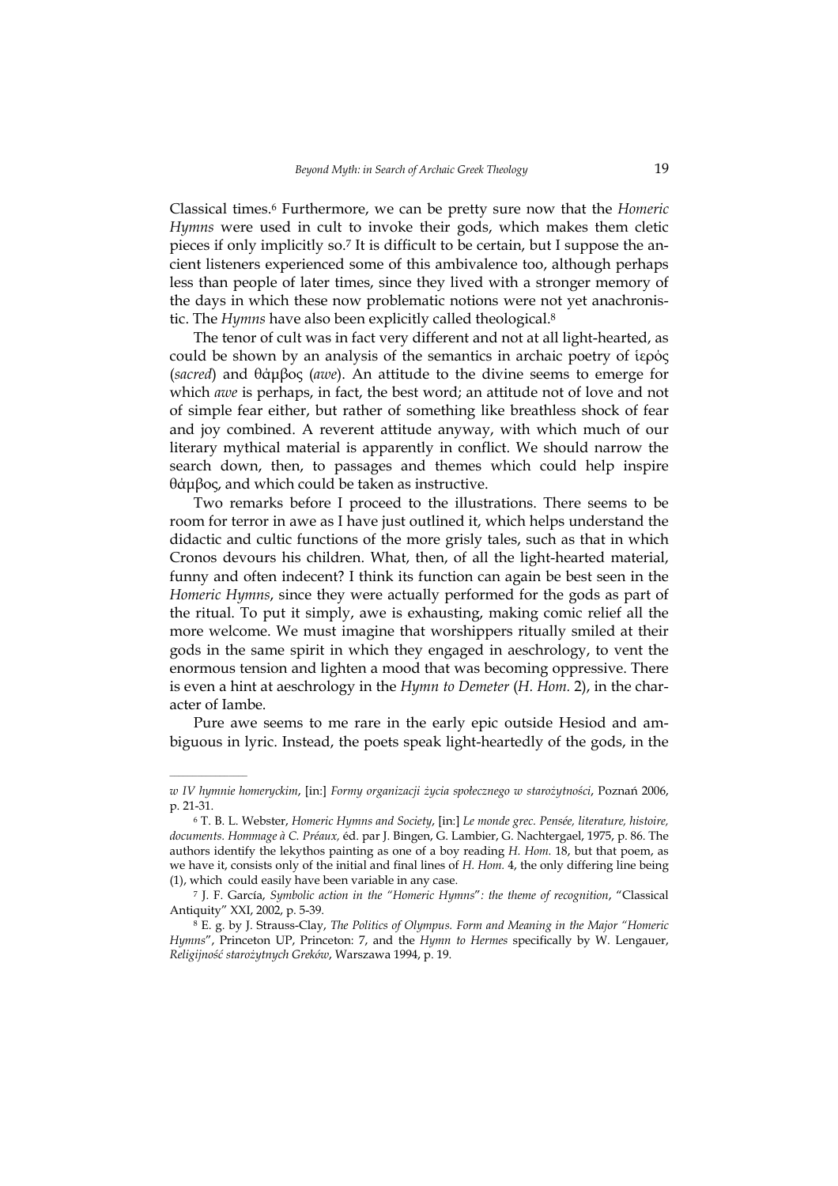Classical times.[6] Furthermore, we can be pretty sure now that the *Homeric Hymns* were used in cult to invoke their gods, which makes them cletic pieces if only implicitly so.[7] It is difficult to be certain, but I suppose the ancient listeners experienced some of this ambivalence too, although perhaps less than people of later times, since they lived with a stronger memory of the days in which these now problematic notions were not yet anachronistic. The *Hymns* have also been explicitly called theological.[8]

The tenor of cult was in fact very different and not at all light-hearted, as could be shown by an analysis of the semantics in archaic poetry of ἱερός (*sacred*) and θάμβος (*awe*). An attitude to the divine seems to emerge for which *awe* is perhaps, in fact, the best word; an attitude not of love and not of simple fear either, but rather of something like breathless shock of fear and joy combined. A reverent attitude anyway, with which much of our literary mythical material is apparently in conflict. We should narrow the search down, then, to passages and themes which could help inspire θάμβος, and which could be taken as instructive.

Two remarks before I proceed to the illustrations. There seems to be room for terror in awe as I have just outlined it, which helps understand the didactic and cultic functions of the more grisly tales, such as that in which Cronos devours his children. What, then, of all the light-hearted material, funny and often indecent? I think its function can again be best seen in the *Homeric Hymns*, since they were actually performed for the gods as part of the ritual. To put it simply, awe is exhausting, making comic relief all the more welcome. We must imagine that worshippers ritually smiled at their gods in the same spirit in which they engaged in aeschrology, to vent the enormous tension and lighten a mood that was becoming oppressive. There is even a hint at aeschrology in the *Hymn to Demeter* (*H. Hom.* 2), in the character of Iambe.

Pure awe seems to me rare in the early epic outside Hesiod and ambiguous in lyric. Instead, the poets speak light-heartedly of the gods, in the

---

*w IV hymnie homeryckim*, [in:] *Formy organizacji życia społecznego w starożytności*, Poznań 2006, p. 21-31.

[6] T. B. L. Webster, *Homeric Hymns and Society*, [in:] *Le monde grec. Pensée, literature, histoire, documents. Hommage à C. Préaux,* éd. par J. Bingen, G. Lambier, G. Nachtergael, 1975, p. 86. The authors identify the lekythos painting as one of a boy reading *H. Hom.* 18, but that poem, as we have it, consists only of the initial and final lines of *H. Hom.* 4, the only differing line being (1), which could easily have been variable in any case.

[7] J. F. García, *Symbolic action in the "Homeric Hymns": the theme of recognition*, "Classical Antiquity" XXI, 2002, p. 5-39.

[8] E. g. by J. Strauss-Clay, *The Politics of Olympus. Form and Meaning in the Major "Homeric Hymns"*, Princeton UP, Princeton: 7, and the *Hymn to Hermes* specifically by W. Lengauer, *Religijność starożytnych Greków*, Warszawa 1994, p. 19.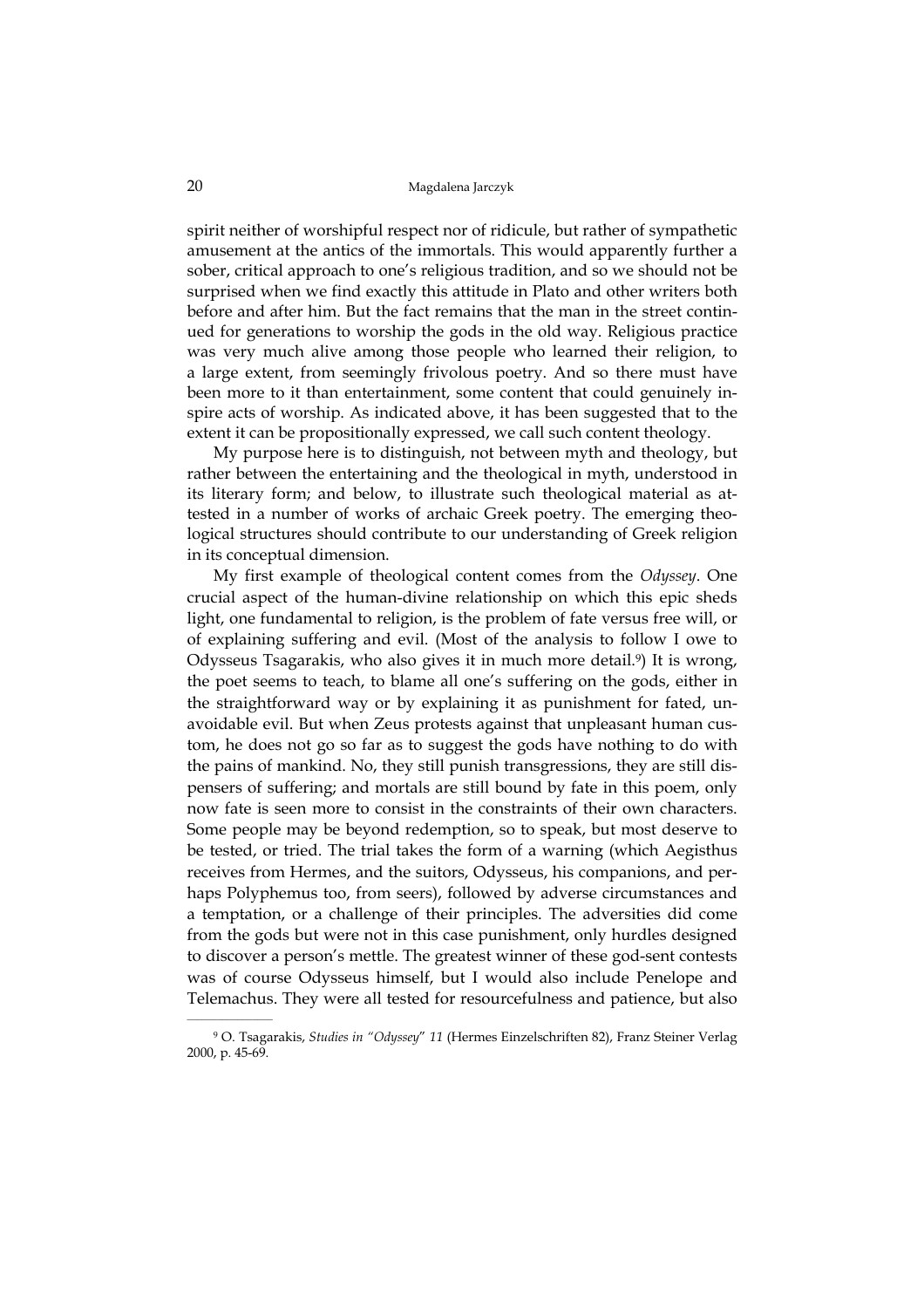spirit neither of worshipful respect nor of ridicule, but rather of sympathetic amusement at the antics of the immortals. This would apparently further a sober, critical approach to one's religious tradition, and so we should not be surprised when we find exactly this attitude in Plato and other writers both before and after him. But the fact remains that the man in the street continued for generations to worship the gods in the old way. Religious practice was very much alive among those people who learned their religion, to a large extent, from seemingly frivolous poetry. And so there must have been more to it than entertainment, some content that could genuinely inspire acts of worship. As indicated above, it has been suggested that to the extent it can be propositionally expressed, we call such content theology.

My purpose here is to distinguish, not between myth and theology, but rather between the entertaining and the theological in myth, understood in its literary form; and below, to illustrate such theological material as attested in a number of works of archaic Greek poetry. The emerging theological structures should contribute to our understanding of Greek religion in its conceptual dimension.

My first example of theological content comes from the *Odyssey*. One crucial aspect of the human-divine relationship on which this epic sheds light, one fundamental to religion, is the problem of fate versus free will, or of explaining suffering and evil. (Most of the analysis to follow I owe to Odysseus Tsagarakis, who also gives it in much more detail.[9]) It is wrong, the poet seems to teach, to blame all one's suffering on the gods, either in the straightforward way or by explaining it as punishment for fated, unavoidable evil. But when Zeus protests against that unpleasant human custom, he does not go so far as to suggest the gods have nothing to do with the pains of mankind. No, they still punish transgressions, they are still dispensers of suffering; and mortals are still bound by fate in this poem, only now fate is seen more to consist in the constraints of their own characters. Some people may be beyond redemption, so to speak, but most deserve to be tested, or tried. The trial takes the form of a warning (which Aegisthus receives from Hermes, and the suitors, Odysseus, his companions, and perhaps Polyphemus too, from seers), followed by adverse circumstances and a temptation, or a challenge of their principles. The adversities did come from the gods but were not in this case punishment, only hurdles designed to discover a person's mettle. The greatest winner of these god-sent contests was of course Odysseus himself, but I would also include Penelope and Telemachus. They were all tested for resourcefulness and patience, but also

---

[9] O. Tsagarakis, *Studies in "Odyssey" 11* (Hermes Einzelschriften 82), Franz Steiner Verlag 2000, p. 45-69.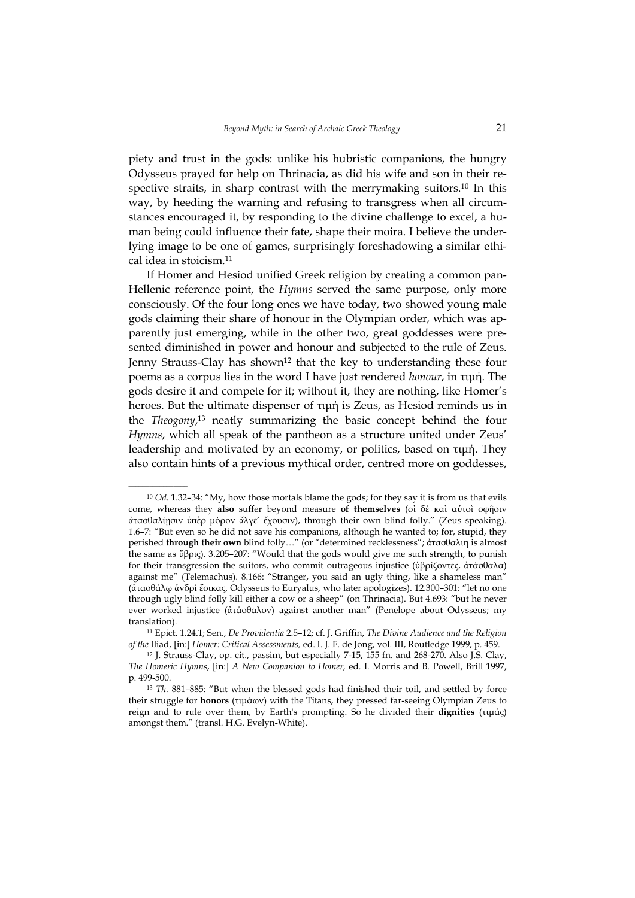piety and trust in the gods: unlike his hubristic companions, the hungry Odysseus prayed for help on Thrinacia, as did his wife and son in their respective straits, in sharp contrast with the merrymaking suitors.[10] In this way, by heeding the warning and refusing to transgress when all circumstances encouraged it, by responding to the divine challenge to excel, a human being could influence their fate, shape their moira. I believe the underlying image to be one of games, surprisingly foreshadowing a similar ethical idea in stoicism.[11]

If Homer and Hesiod unified Greek religion by creating a common pan-Hellenic reference point, the *Hymns* served the same purpose, only more consciously. Of the four long ones we have today, two showed young male gods claiming their share of honour in the Olympian order, which was apparently just emerging, while in the other two, great goddesses were presented diminished in power and honour and subjected to the rule of Zeus. Jenny Strauss-Clay has shown[12] that the key to understanding these four poems as a corpus lies in the word I have just rendered *honour*, in τιμή. The gods desire it and compete for it; without it, they are nothing, like Homer's heroes. But the ultimate dispenser of τιμή is Zeus, as Hesiod reminds us in the *Theogony*,[13] neatly summarizing the basic concept behind the four *Hymns*, which all speak of the pantheon as a structure united under Zeus' leadership and motivated by an economy, or politics, based on τιμή. They also contain hints of a previous mythical order, centred more on goddesses,

---

[10] *Od.* 1.32–34: "My, how those mortals blame the gods; for they say it is from us that evils come, whereas they **also** suffer beyond measure **of themselves** (οἱ δὲ καὶ αὐτοὶ σφῇσιν ἀτασθαλίῃσιν ὑπὲρ μόρον ἄλγε' ἔχουσιν), through their own blind folly." (Zeus speaking). 1.6–7: "But even so he did not save his companions, although he wanted to; for, stupid, they perished **through their own** blind folly…" (or "determined recklessness"; ἀτασθαλίη is almost the same as ὕβρις). 3.205–207: "Would that the gods would give me such strength, to punish for their transgression the suitors, who commit outrageous injustice (ὑβρίζοντες, ἀτάσθαλα) against me" (Telemachus). 8.166: "Stranger, you said an ugly thing, like a shameless man" (ἀτασθάλῳ ἀνδρὶ ἔοικας, Odysseus to Euryalus, who later apologizes). 12.300–301: "let no one through ugly blind folly kill either a cow or a sheep" (on Thrinacia). But 4.693: "but he never ever worked injustice (ἀτάσθαλον) against another man" (Penelope about Odysseus; my translation).

[11] Epict. 1.24.1; Sen., *De Providentia* 2.5–12; cf. J. Griffin, *The Divine Audience and the Religion of the* Iliad, [in:] *Homer: Critical Assessments,* ed. I. J. F. de Jong, vol. III, Routledge 1999, p. 459.

[12] J. Strauss-Clay, op. cit., passim, but especially 7-15, 155 fn. and 268-270. Also J.S. Clay, *The Homeric Hymns*, [in:] *A New Companion to Homer,* ed. I. Morris and B. Powell, Brill 1997, p. 499-500.

[13] *Th.* 881–885: "But when the blessed gods had finished their toil, and settled by force their struggle for **honors** (τιμάων) with the Titans, they pressed far-seeing Olympian Zeus to reign and to rule over them, by Earth's prompting. So he divided their **dignities** (τιμάς) amongst them." (transl. H.G. Evelyn-White).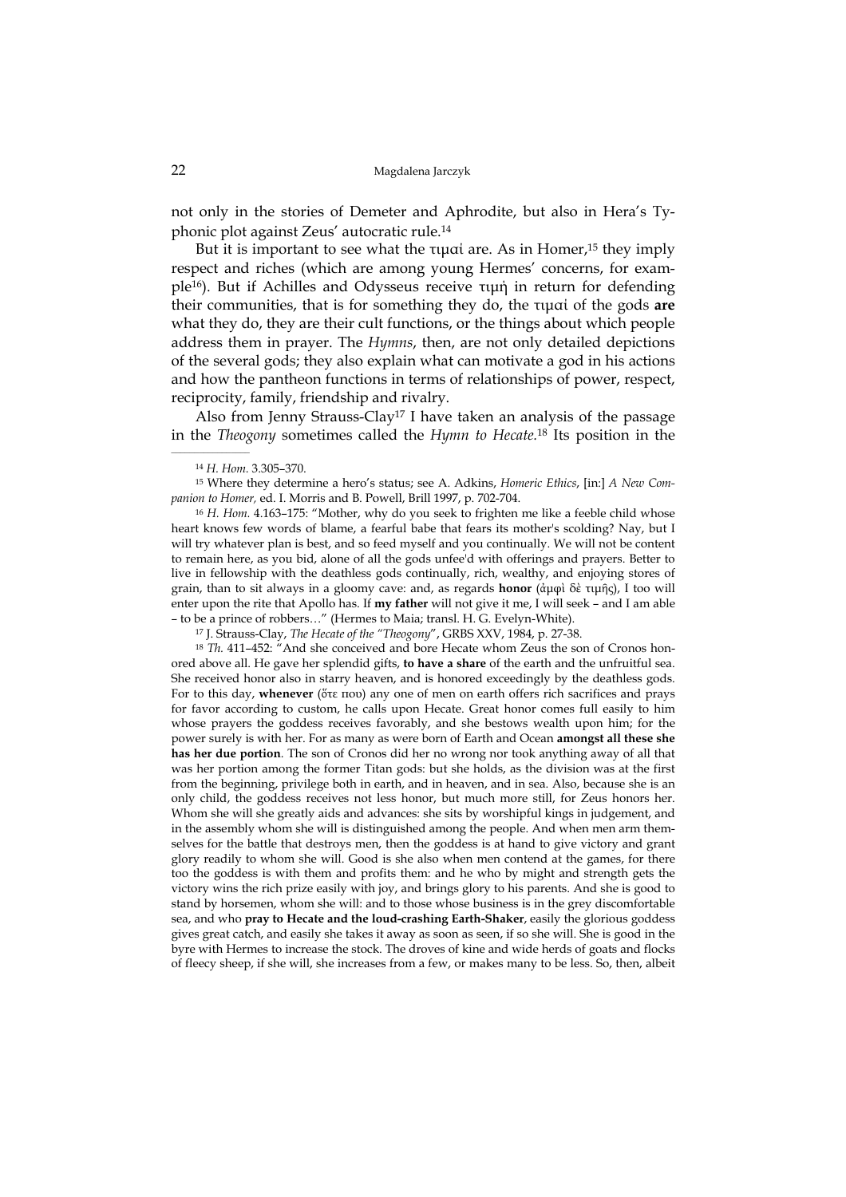not only in the stories of Demeter and Aphrodite, but also in Hera's Typhonic plot against Zeus' autocratic rule.[14]

But it is important to see what the τιμαί are. As in Homer,[15] they imply respect and riches (which are among young Hermes' concerns, for example[16]). But if Achilles and Odysseus receive τιμή in return for defending their communities, that is for something they do, the τιμαί of the gods **are** what they do, they are their cult functions, or the things about which people address them in prayer. The *Hymns*, then, are not only detailed depictions of the several gods; they also explain what can motivate a god in his actions and how the pantheon functions in terms of relationships of power, respect, reciprocity, family, friendship and rivalry.

Also from Jenny Strauss-Clay[17] I have taken an analysis of the passage in the *Theogony* sometimes called the *Hymn to Hecate.*[18] Its position in the

---

[14] *H. Hom.* 3.305–370.

[15] Where they determine a hero's status; see A. Adkins, *Homeric Ethics*, [in:] *A New Companion to Homer,* ed. I. Morris and B. Powell, Brill 1997, p. 702-704.

[16] *H. Hom.* 4.163–175: "Mother, why do you seek to frighten me like a feeble child whose heart knows few words of blame, a fearful babe that fears its mother's scolding? Nay, but I will try whatever plan is best, and so feed myself and you continually. We will not be content to remain here, as you bid, alone of all the gods unfee'd with offerings and prayers. Better to live in fellowship with the deathless gods continually, rich, wealthy, and enjoying stores of grain, than to sit always in a gloomy cave: and, as regards **honor** (ἀμφὶ δὲ τιμῆς), I too will enter upon the rite that Apollo has. If **my father** will not give it me, I will seek – and I am able – to be a prince of robbers…" (Hermes to Maia; transl. H. G. Evelyn-White).

[17] J. Strauss-Clay, *The Hecate of the "Theogony"*, GRBS XXV, 1984, p. 27-38.

[18] *Th.* 411–452: "And she conceived and bore Hecate whom Zeus the son of Cronos honored above all. He gave her splendid gifts, **to have a share** of the earth and the unfruitful sea. She received honor also in starry heaven, and is honored exceedingly by the deathless gods. For to this day, **whenever** (ὅτε που) any one of men on earth offers rich sacrifices and prays for favor according to custom, he calls upon Hecate. Great honor comes full easily to him whose prayers the goddess receives favorably, and she bestows wealth upon him; for the power surely is with her. For as many as were born of Earth and Ocean **amongst all these she has her due portion**. The son of Cronos did her no wrong nor took anything away of all that was her portion among the former Titan gods: but she holds, as the division was at the first from the beginning, privilege both in earth, and in heaven, and in sea. Also, because she is an only child, the goddess receives not less honor, but much more still, for Zeus honors her. Whom she will she greatly aids and advances: she sits by worshipful kings in judgement, and in the assembly whom she will is distinguished among the people. And when men arm themselves for the battle that destroys men, then the goddess is at hand to give victory and grant glory readily to whom she will. Good is she also when men contend at the games, for there too the goddess is with them and profits them: and he who by might and strength gets the victory wins the rich prize easily with joy, and brings glory to his parents. And she is good to stand by horsemen, whom she will: and to those whose business is in the grey discomfortable sea, and who **pray to Hecate and the loud-crashing Earth-Shaker**, easily the glorious goddess gives great catch, and easily she takes it away as soon as seen, if so she will. She is good in the byre with Hermes to increase the stock. The droves of kine and wide herds of goats and flocks of fleecy sheep, if she will, she increases from a few, or makes many to be less. So, then, albeit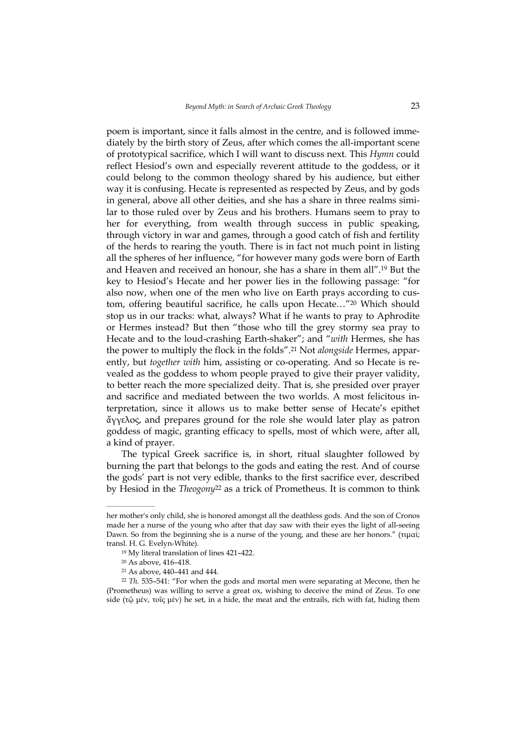poem is important, since it falls almost in the centre, and is followed immediately by the birth story of Zeus, after which comes the all-important scene of prototypical sacrifice, which I will want to discuss next. This *Hymn* could reflect Hesiod's own and especially reverent attitude to the goddess, or it could belong to the common theology shared by his audience, but either way it is confusing. Hecate is represented as respected by Zeus, and by gods in general, above all other deities, and she has a share in three realms similar to those ruled over by Zeus and his brothers. Humans seem to pray to her for everything, from wealth through success in public speaking, through victory in war and games, through a good catch of fish and fertility of the herds to rearing the youth. There is in fact not much point in listing all the spheres of her influence, "for however many gods were born of Earth and Heaven and received an honour, she has a share in them all".[19] But the key to Hesiod's Hecate and her power lies in the following passage: "for also now, when one of the men who live on Earth prays according to custom, offering beautiful sacrifice, he calls upon Hecate…"[20] Which should stop us in our tracks: what, always? What if he wants to pray to Aphrodite or Hermes instead? But then "those who till the grey stormy sea pray to Hecate and to the loud-crashing Earth-shaker"; and "*with* Hermes, she has the power to multiply the flock in the folds".[21] Not *alongside* Hermes, apparently, but *together with* him, assisting or co-operating. And so Hecate is revealed as the goddess to whom people prayed to give their prayer validity, to better reach the more specialized deity. That is, she presided over prayer and sacrifice and mediated between the two worlds. A most felicitous interpretation, since it allows us to make better sense of Hecate's epithet ἄγγελος, and prepares ground for the role she would later play as patron goddess of magic, granting efficacy to spells, most of which were, after all, a kind of prayer.

The typical Greek sacrifice is, in short, ritual slaughter followed by burning the part that belongs to the gods and eating the rest. And of course the gods' part is not very edible, thanks to the first sacrifice ever, described by Hesiod in the *Theogony*[22] as a trick of Prometheus. It is common to think

---

her mother's only child, she is honored amongst all the deathless gods. And the son of Cronos made her a nurse of the young who after that day saw with their eyes the light of all-seeing Dawn. So from the beginning she is a nurse of the young, and these are her honors." (τιμαί; transl. H. G. Evelyn-White).

[19] My literal translation of lines 421–422.

[20] As above, 416–418.

[21] As above, 440–441 and 444.

[22] *Th.* 535–541: "For when the gods and mortal men were separating at Mecone, then he (Prometheus) was willing to serve a great ox, wishing to deceive the mind of Zeus. To one side (τῷ μέν, τοῖς μέν) he set, in a hide, the meat and the entrails, rich with fat, hiding them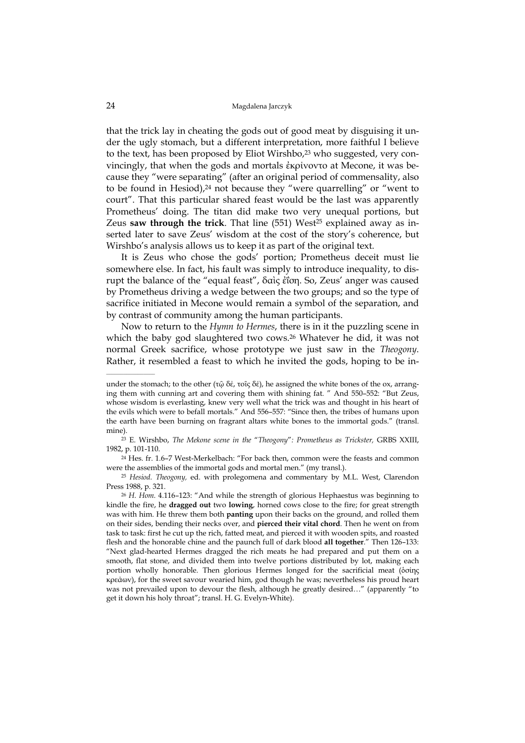that the trick lay in cheating the gods out of good meat by disguising it under the ugly stomach, but a different interpretation, more faithful I believe to the text, has been proposed by Eliot Wirshbo,[23] who suggested, very convincingly, that when the gods and mortals ἐκρίνοντο at Mecone, it was because they "were separating" (after an original period of commensality, also to be found in Hesiod),[24] not because they "were quarrelling" or "went to court". That this particular shared feast would be the last was apparently Prometheus' doing. The titan did make two very unequal portions, but Zeus **saw through the trick**. That line (551) West[25] explained away as inserted later to save Zeus' wisdom at the cost of the story's coherence, but Wirshbo's analysis allows us to keep it as part of the original text.

It is Zeus who chose the gods' portion; Prometheus deceit must lie somewhere else. In fact, his fault was simply to introduce inequality, to disrupt the balance of the "equal feast", δαὶς ἐΐση. So, Zeus' anger was caused by Prometheus driving a wedge between the two groups; and so the type of sacrifice initiated in Mecone would remain a symbol of the separation, and by contrast of community among the human participants.

Now to return to the *Hymn to Hermes*, there is in it the puzzling scene in which the baby god slaughtered two cows.[26] Whatever he did, it was not normal Greek sacrifice, whose prototype we just saw in the *Theogony*. Rather, it resembled a feast to which he invited the gods, hoping to be in-

---

under the stomach; to the other (τῷ δέ, τοῖς δέ), he assigned the white bones of the ox, arranging them with cunning art and covering them with shining fat. " And 550–552: "But Zeus, whose wisdom is everlasting, knew very well what the trick was and thought in his heart of the evils which were to befall mortals." And 556–557: "Since then, the tribes of humans upon the earth have been burning on fragrant altars white bones to the immortal gods." (transl. mine).

[23] E. Wirshbo, *The Mekone scene in the "Theogony": Prometheus as Trickster,* GRBS XXIII, 1982, p. 101-110.

[24] Hes. fr. 1.6–7 West-Merkelbach: "For back then, common were the feasts and common were the assemblies of the immortal gods and mortal men." (my transl.).

[25] *Hesiod. Theogony,* ed. with prolegomena and commentary by M.L. West, Clarendon Press 1988, p. 321.

[26] *H. Hom.* 4.116–123: "And while the strength of glorious Hephaestus was beginning to kindle the fire, he **dragged out** two **lowing**, horned cows close to the fire; for great strength was with him. He threw them both **panting** upon their backs on the ground, and rolled them on their sides, bending their necks over, and **pierced their vital chord**. Then he went on from task to task: first he cut up the rich, fatted meat, and pierced it with wooden spits, and roasted flesh and the honorable chine and the paunch full of dark blood **all together**." Then 126–133: "Next glad-hearted Hermes dragged the rich meats he had prepared and put them on a smooth, flat stone, and divided them into twelve portions distributed by lot, making each portion wholly honorable. Then glorious Hermes longed for the sacrificial meat (ὁσίης κρεάων), for the sweet savour wearied him, god though he was; nevertheless his proud heart was not prevailed upon to devour the flesh, although he greatly desired…" (apparently "to get it down his holy throat"; transl. H. G. Evelyn-White).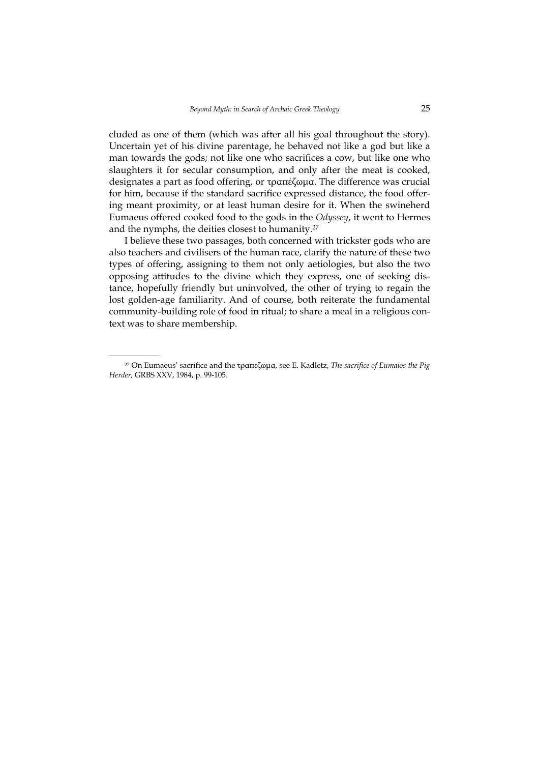cluded as one of them (which was after all his goal throughout the story). Uncertain yet of his divine parentage, he behaved not like a god but like a man towards the gods; not like one who sacrifices a cow, but like one who slaughters it for secular consumption, and only after the meat is cooked, designates a part as food offering, or τραπέζωμα. The difference was crucial for him, because if the standard sacrifice expressed distance, the food offering meant proximity, or at least human desire for it. When the swineherd Eumaeus offered cooked food to the gods in the *Odyssey*, it went to Hermes and the nymphs, the deities closest to humanity.[27]

I believe these two passages, both concerned with trickster gods who are also teachers and civilisers of the human race, clarify the nature of these two types of offering, assigning to them not only aetiologies, but also the two opposing attitudes to the divine which they express, one of seeking distance, hopefully friendly but uninvolved, the other of trying to regain the lost golden-age familiarity. And of course, both reiterate the fundamental community-building role of food in ritual; to share a meal in a religious context was to share membership.

---

[27] On Eumaeus' sacrifice and the τραπέζωμα, see E. Kadletz, *The sacrifice of Eumaios the Pig Herder,* GRBS XXV, 1984, p. 99-105.